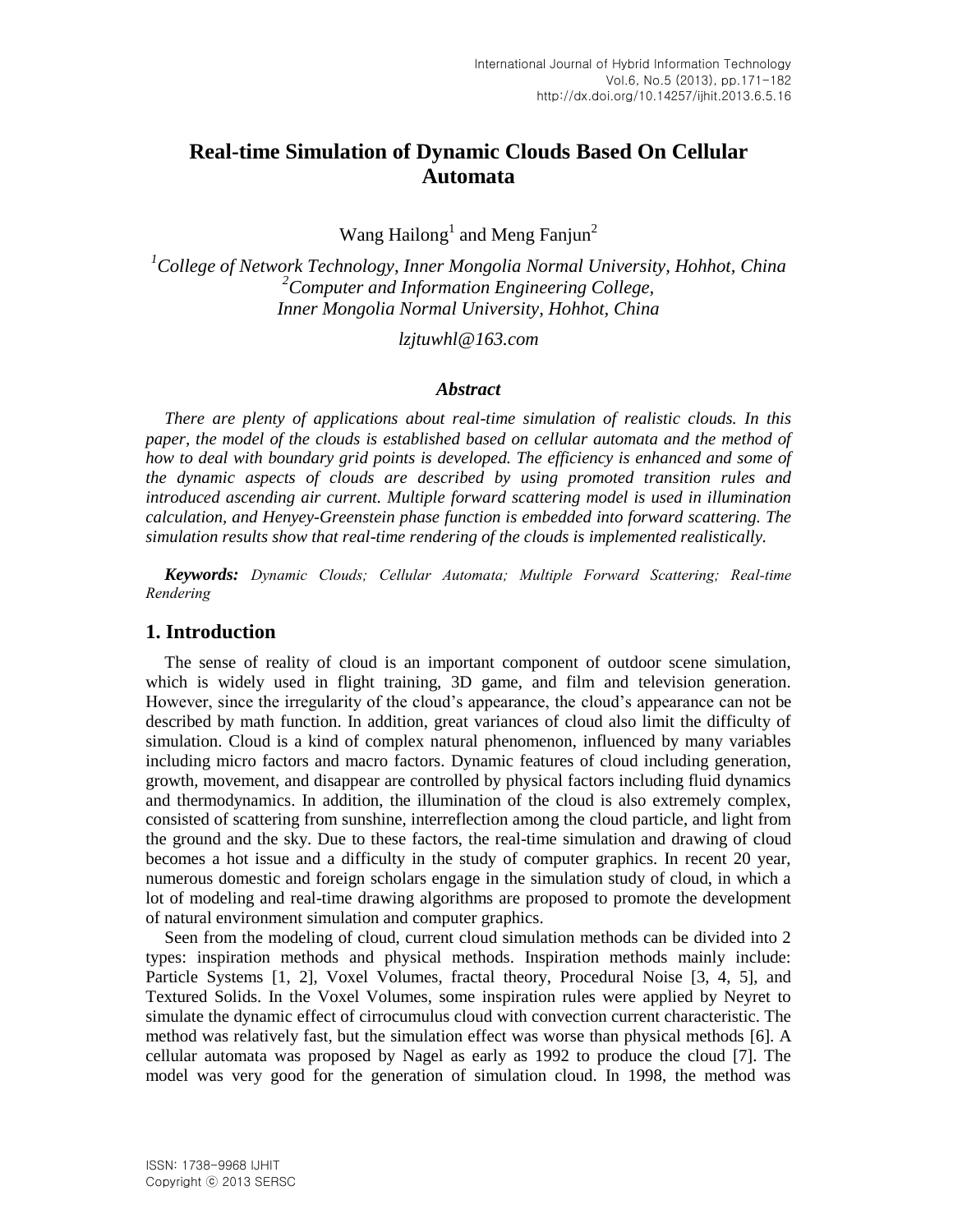# Real-time Simulation of Dynamic Clouds Based On Cellular Automata

Wang Hailong[1] and Meng Fanjun[2]

[1]*College of Network Technology, Inner Mongolia Normal University, Hohhot, China*
[2]*Computer and Information Engineering College, Inner Mongolia Normal University, Hohhot, China*

*lzjtuwhl@163.com*

### *Abstract*

*There are plenty of applications about real-time simulation of realistic clouds. In this paper, the model of the clouds is established based on cellular automata and the method of how to deal with boundary grid points is developed. The efficiency is enhanced and some of the dynamic aspects of clouds are described by using promoted transition rules and introduced ascending air current. Multiple forward scattering model is used in illumination calculation, and Henyey-Greenstein phase function is embedded into forward scattering. The simulation results show that real-time rendering of the clouds is implemented realistically.*

***Keywords:*** *Dynamic Clouds; Cellular Automata; Multiple Forward Scattering; Real-time Rendering*

## 1. Introduction

The sense of reality of cloud is an important component of outdoor scene simulation, which is widely used in flight training, 3D game, and film and television generation. However, since the irregularity of the cloud's appearance, the cloud's appearance can not be described by math function. In addition, great variances of cloud also limit the difficulty of simulation. Cloud is a kind of complex natural phenomenon, influenced by many variables including micro factors and macro factors. Dynamic features of cloud including generation, growth, movement, and disappear are controlled by physical factors including fluid dynamics and thermodynamics. In addition, the illumination of the cloud is also extremely complex, consisted of scattering from sunshine, interreflection among the cloud particle, and light from the ground and the sky. Due to these factors, the real-time simulation and drawing of cloud becomes a hot issue and a difficulty in the study of computer graphics. In recent 20 year, numerous domestic and foreign scholars engage in the simulation study of cloud, in which a lot of modeling and real-time drawing algorithms are proposed to promote the development of natural environment simulation and computer graphics.

Seen from the modeling of cloud, current cloud simulation methods can be divided into 2 types: inspiration methods and physical methods. Inspiration methods mainly include: Particle Systems [1, 2], Voxel Volumes, fractal theory, Procedural Noise [3, 4, 5], and Textured Solids. In the Voxel Volumes, some inspiration rules were applied by Neyret to simulate the dynamic effect of cirrocumulus cloud with convection current characteristic. The method was relatively fast, but the simulation effect was worse than physical methods [6]. A cellular automata was proposed by Nagel as early as 1992 to produce the cloud [7]. The model was very good for the generation of simulation cloud. In 1998, the method was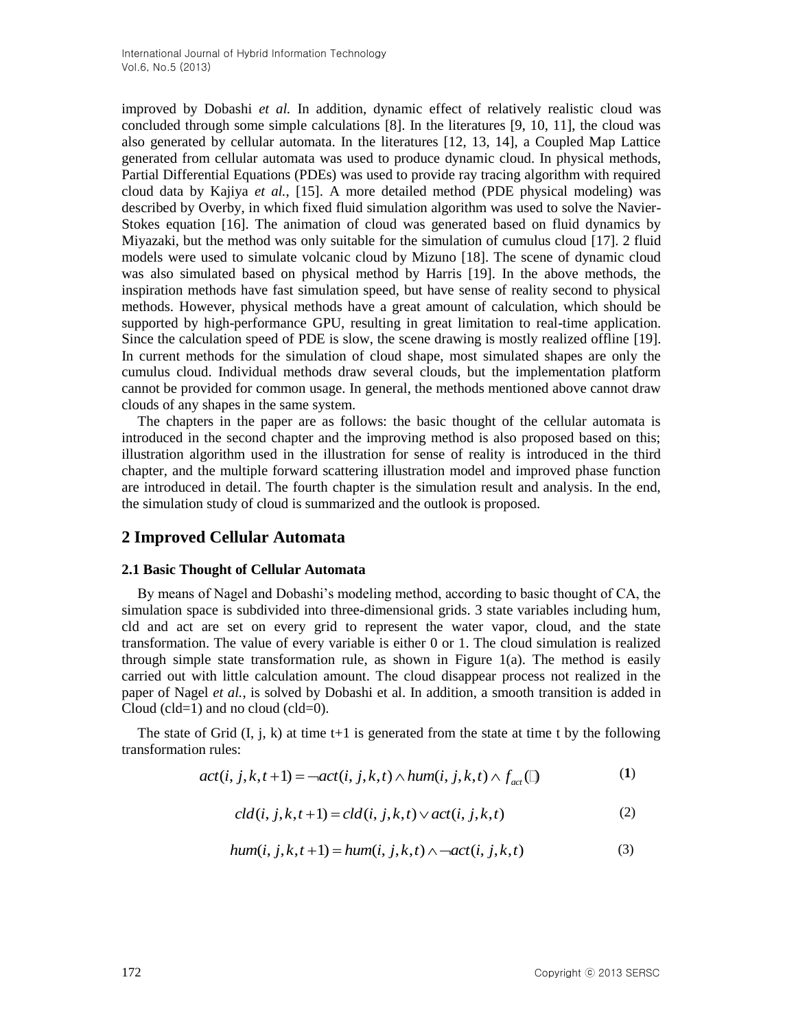improved by Dobashi *et al.* In addition, dynamic effect of relatively realistic cloud was concluded through some simple calculations [8]. In the literatures [9, 10, 11], the cloud was also generated by cellular automata. In the literatures [12, 13, 14], a Coupled Map Lattice generated from cellular automata was used to produce dynamic cloud. In physical methods, Partial Differential Equations (PDEs) was used to provide ray tracing algorithm with required cloud data by Kajiya *et al.*, [15]. A more detailed method (PDE physical modeling) was described by Overby, in which fixed fluid simulation algorithm was used to solve the Navier-Stokes equation [16]. The animation of cloud was generated based on fluid dynamics by Miyazaki, but the method was only suitable for the simulation of cumulus cloud [17]. 2 fluid models were used to simulate volcanic cloud by Mizuno [18]. The scene of dynamic cloud was also simulated based on physical method by Harris [19]. In the above methods, the inspiration methods have fast simulation speed, but have sense of reality second to physical methods. However, physical methods have a great amount of calculation, which should be supported by high-performance GPU, resulting in great limitation to real-time application. Since the calculation speed of PDE is slow, the scene drawing is mostly realized offline [19]. In current methods for the simulation of cloud shape, most simulated shapes are only the cumulus cloud. Individual methods draw several clouds, but the implementation platform cannot be provided for common usage. In general, the methods mentioned above cannot draw clouds of any shapes in the same system.

The chapters in the paper are as follows: the basic thought of the cellular automata is introduced in the second chapter and the improving method is also proposed based on this; illustration algorithm used in the illustration for sense of reality is introduced in the third chapter, and the multiple forward scattering illustration model and improved phase function are introduced in detail. The fourth chapter is the simulation result and analysis. In the end, the simulation study of cloud is summarized and the outlook is proposed.

## 2 Improved Cellular Automata

### 2.1 Basic Thought of Cellular Automata

By means of Nagel and Dobashi's modeling method, according to basic thought of CA, the simulation space is subdivided into three-dimensional grids. 3 state variables including hum, cld and act are set on every grid to represent the water vapor, cloud, and the state transformation. The value of every variable is either 0 or 1. The cloud simulation is realized through simple state transformation rule, as shown in Figure 1(a). The method is easily carried out with little calculation amount. The cloud disappear process not realized in the paper of Nagel *et al.*, is solved by Dobashi et al. In addition, a smooth transition is added in Cloud (cld=1) and no cloud (cld=0).

The state of Grid (I, j, k) at time t+1 is generated from the state at time t by the following transformation rules:

$$act(i,j,k,t+1) = \neg act(i,j,k,t) \wedge hum(i,j,k,t) \wedge f_{act}(\square) \qquad (1)$$

$$cld(i,j,k,t+1) = cld(i,j,k,t) \vee act(i,j,k,t) \qquad (2)$$

$$hum(i,j,k,t+1) = hum(i,j,k,t) \wedge \neg act(i,j,k,t) \qquad (3)$$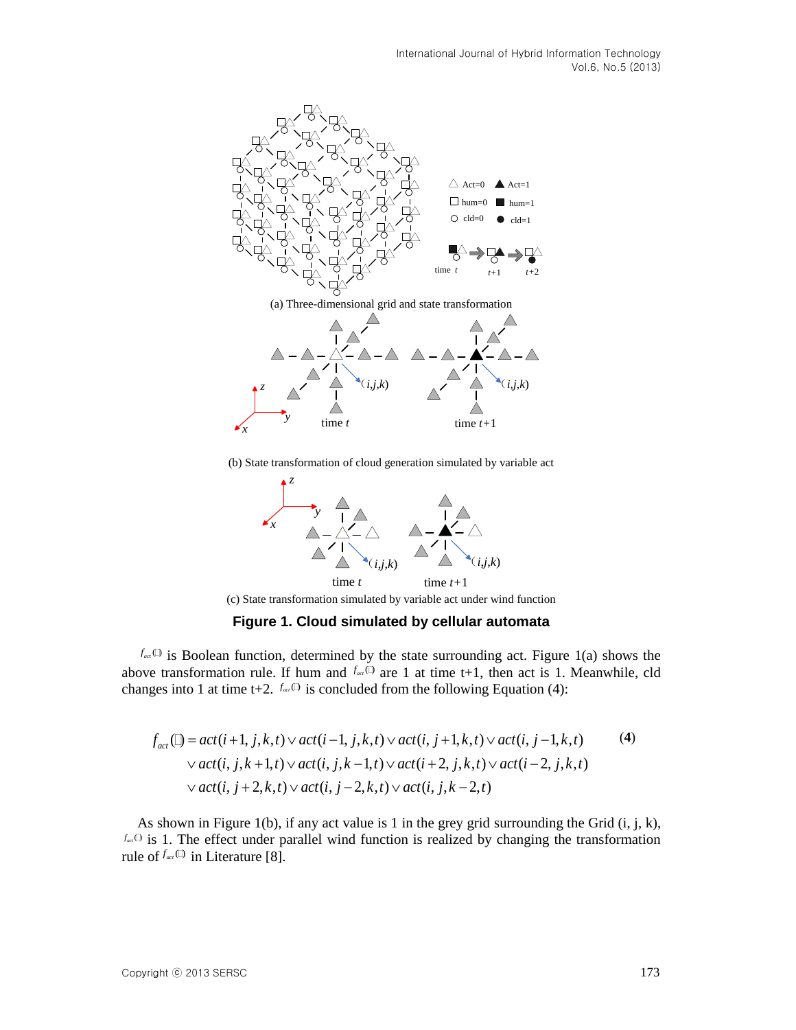(a) Three-dimensional grid and state transformation

(b) State transformation of cloud generation simulated by variable act

(c) State transformation simulated by variable act under wind function

**Figure 1. Cloud simulated by cellular automata**

$f_{act}(\square)$ is Boolean function, determined by the state surrounding act. Figure 1(a) shows the above transformation rule. If hum and $f_{act}(\square)$ are 1 at time t+1, then act is 1. Meanwhile, cld changes into 1 at time t+2. $f_{act}(\square)$ is concluded from the following Equation (4):

$$
\begin{aligned}
f_{act}(\square) = {} & act(i+1, j, k, t) \vee act(i-1, j, k, t) \vee act(i, j+1, k, t) \vee act(i, j-1, k, t) \\
& \vee act(i, j, k+1, t) \vee act(i, j, k-1, t) \vee act(i+2, j, k, t) \vee act(i-2, j, k, t) \\
& \vee act(i, j+2, k, t) \vee act(i, j-2, k, t) \vee act(i, j, k-2, t)
\end{aligned} \tag{4}
$$

As shown in Figure 1(b), if any act value is 1 in the grey grid surrounding the Grid (i, j, k), $f_{act}(\square)$ is 1. The effect under parallel wind function is realized by changing the transformation rule of $f_{act}(\square)$ in Literature [8].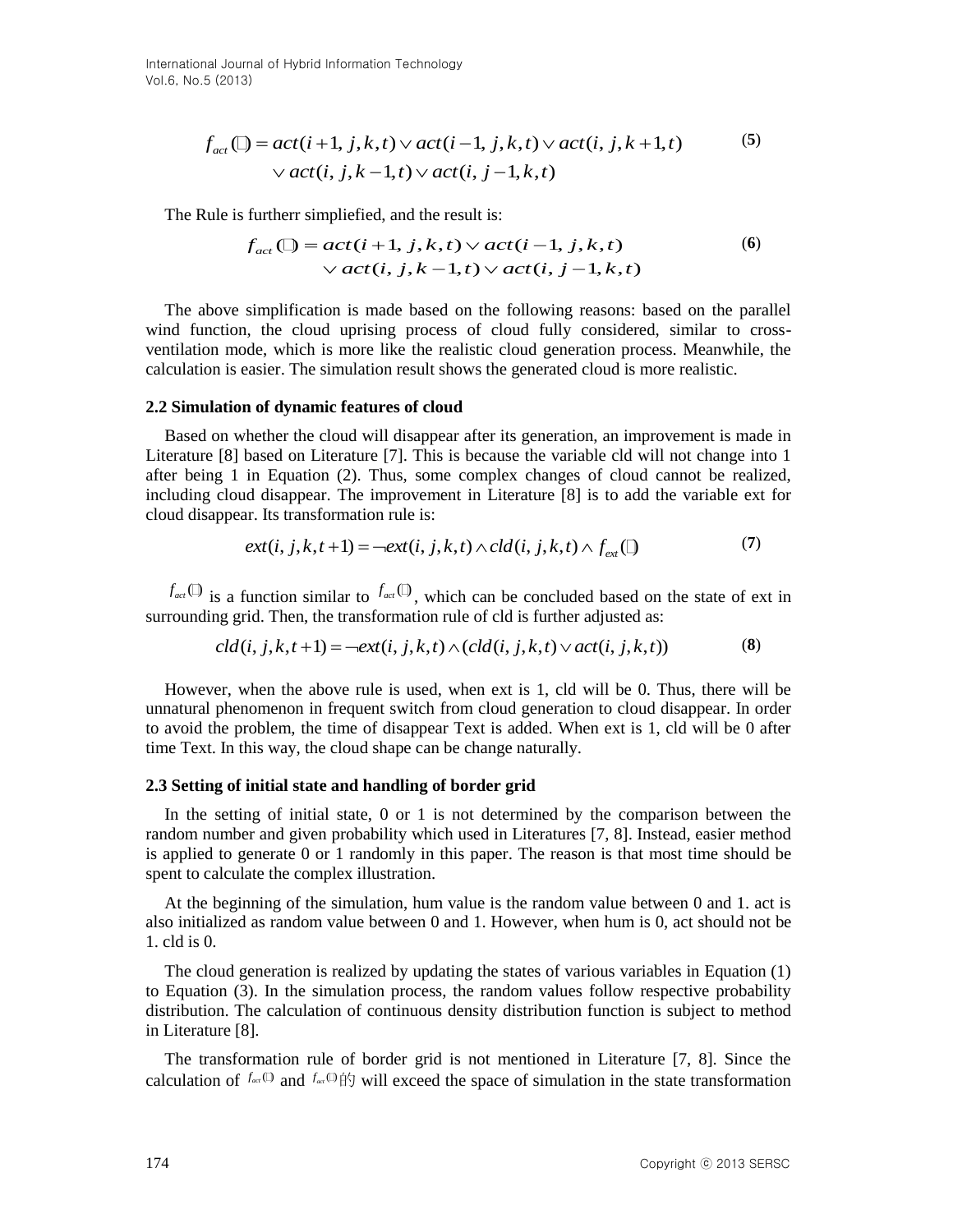$$f_{act}(\Box) = act(i+1, j,k,t) \vee act(i-1, j,k,t) \vee act(i, j,k+1,t) \\ \vee act(i, j,k-1,t) \vee act(i, j-1,k,t) \quad (5)$$

The Rule is furtherr simpliefied, and the result is:

$$f_{act}(\Box) = act(i+1, j,k,t) \vee act(i-1, j,k,t) \\ \vee act(i, j,k-1,t) \vee act(i, j-1,k,t) \quad (6)$$

The above simplification is made based on the following reasons: based on the parallel wind function, the cloud uprising process of cloud fully considered, similar to cross-ventilation mode, which is more like the realistic cloud generation process. Meanwhile, the calculation is easier. The simulation result shows the generated cloud is more realistic.

### 2.2 Simulation of dynamic features of cloud

Based on whether the cloud will disappear after its generation, an improvement is made in Literature [8] based on Literature [7]. This is because the variable cld will not change into 1 after being 1 in Equation (2). Thus, some complex changes of cloud cannot be realized, including cloud disappear. The improvement in Literature [8] is to add the variable ext for cloud disappear. Its transformation rule is:

$$ext(i, j,k,t+1) = \neg ext(i, j,k,t) \wedge cld(i, j,k,t) \wedge f_{ext}(\Box) \quad (7)$$

$f_{act}(\Box)$ is a function similar to $f_{act}(\Box)$, which can be concluded based on the state of ext in surrounding grid. Then, the transformation rule of cld is further adjusted as:

$$cld(i, j,k,t+1) = \neg ext(i, j,k,t) \wedge (cld(i, j,k,t) \vee act(i, j,k,t)) \quad (8)$$

However, when the above rule is used, when ext is 1, cld will be 0. Thus, there will be unnatural phenomenon in frequent switch from cloud generation to cloud disappear. In order to avoid the problem, the time of disappear Text is added. When ext is 1, cld will be 0 after time Text. In this way, the cloud shape can be change naturally.

### 2.3 Setting of initial state and handling of border grid

In the setting of initial state, 0 or 1 is not determined by the comparison between the random number and given probability which used in Literatures [7, 8]. Instead, easier method is applied to generate 0 or 1 randomly in this paper. The reason is that most time should be spent to calculate the complex illustration.

At the beginning of the simulation, hum value is the random value between 0 and 1. act is also initialized as random value between 0 and 1. However, when hum is 0, act should not be 1. cld is 0.

The cloud generation is realized by updating the states of various variables in Equation (1) to Equation (3). In the simulation process, the random values follow respective probability distribution. The calculation of continuous density distribution function is subject to method in Literature [8].

The transformation rule of border grid is not mentioned in Literature [7, 8]. Since the calculation of $f_{act}(\Box)$ and $f_{act}(\Box)$的 will exceed the space of simulation in the state transformation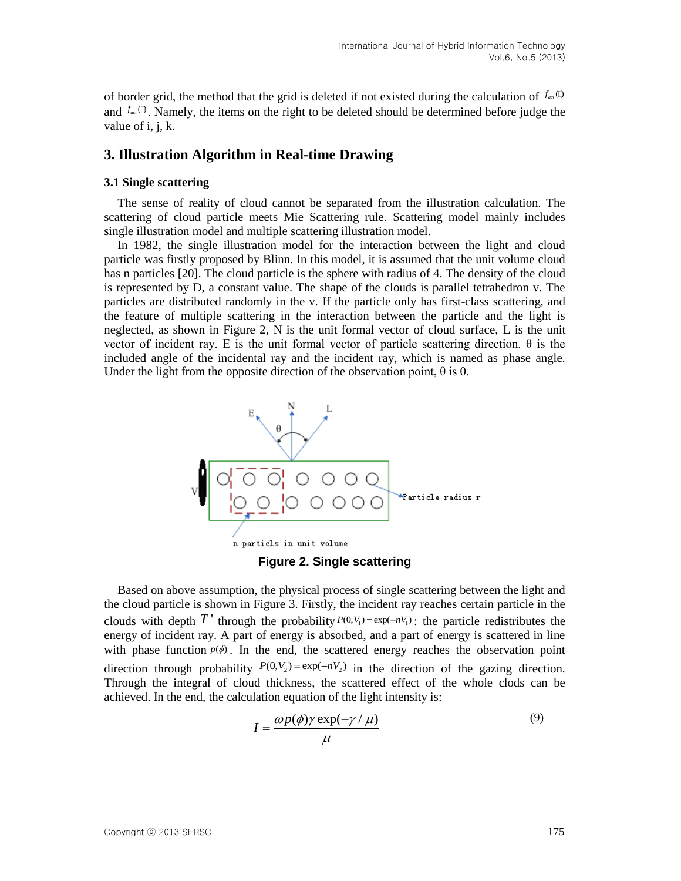of border grid, the method that the grid is deleted if not existed during the calculation of $f_{act}(\square)$ and $f_{act}(\square)$. Namely, the items on the right to be deleted should be determined before judge the value of i, j, k.

## 3. Illustration Algorithm in Real-time Drawing

### 3.1 Single scattering

The sense of reality of cloud cannot be separated from the illustration calculation. The scattering of cloud particle meets Mie Scattering rule. Scattering model mainly includes single illustration model and multiple scattering illustration model.

In 1982, the single illustration model for the interaction between the light and cloud particle was firstly proposed by Blinn. In this model, it is assumed that the unit volume cloud has n particles [20]. The cloud particle is the sphere with radius of 4. The density of the cloud is represented by D, a constant value. The shape of the clouds is parallel tetrahedron v. The particles are distributed randomly in the v. If the particle only has first-class scattering, and the feature of multiple scattering in the interaction between the particle and the light is neglected, as shown in Figure 2, N is the unit formal vector of cloud surface, L is the unit vector of incident ray. E is the unit formal vector of particle scattering direction. θ is the included angle of the incidental ray and the incident ray, which is named as phase angle. Under the light from the opposite direction of the observation point, θ is 0.

**Figure 2. Single scattering**

Based on above assumption, the physical process of single scattering between the light and the cloud particle is shown in Figure 3. Firstly, the incident ray reaches certain particle in the clouds with depth $T'$ through the probability $P(0,V_1)=\exp(-nV_1)$: the particle redistributes the energy of incident ray. A part of energy is absorbed, and a part of energy is scattered in line with phase function $p(\phi)$. In the end, the scattered energy reaches the observation point direction through probability $P(0,V_2)=\exp(-nV_2)$ in the direction of the gazing direction. Through the integral of cloud thickness, the scattered effect of the whole clods can be achieved. In the end, the calculation equation of the light intensity is:

$$I=\frac{\omega p(\phi)\gamma \exp(-\gamma/\mu)}{\mu} \tag{9}$$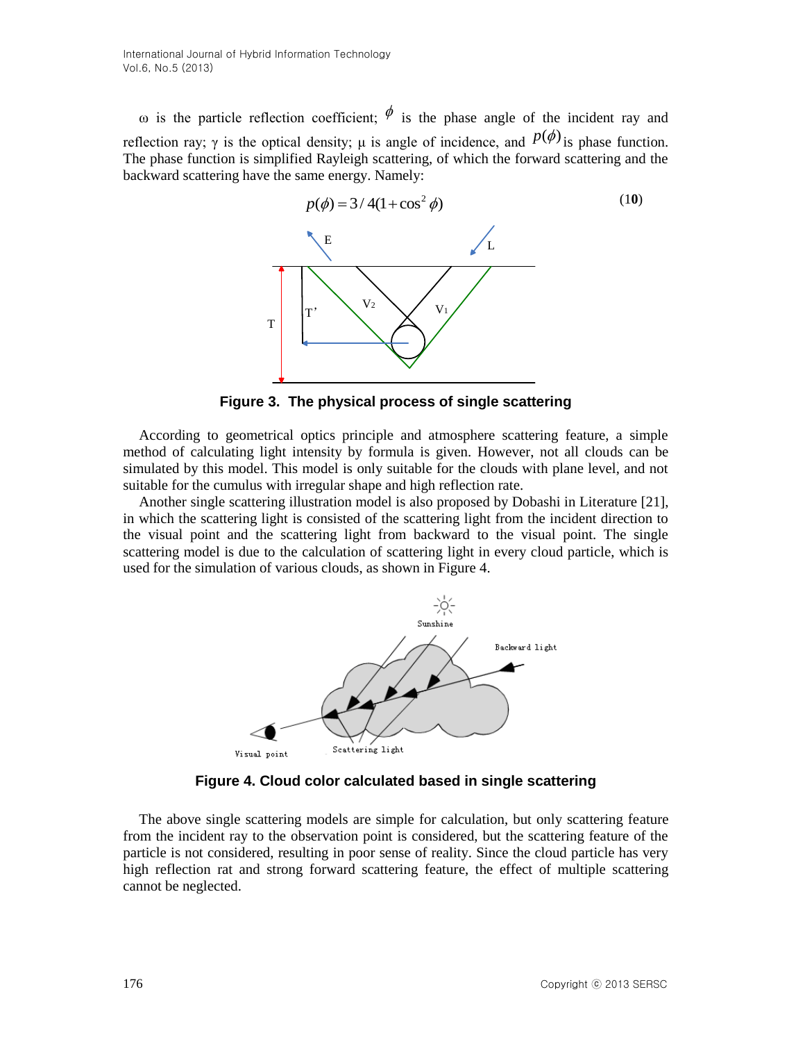ω is the particle reflection coefficient; $\phi$ is the phase angle of the incident ray and reflection ray; γ is the optical density; μ is angle of incidence, and $p(\phi)$ is phase function. The phase function is simplified Rayleigh scattering, of which the forward scattering and the backward scattering have the same energy. Namely:

$$p(\phi) = 3/4(1+\cos^2\phi) \tag{10}$$

**Figure 3. The physical process of single scattering**

According to geometrical optics principle and atmosphere scattering feature, a simple method of calculating light intensity by formula is given. However, not all clouds can be simulated by this model. This model is only suitable for the clouds with plane level, and not suitable for the cumulus with irregular shape and high reflection rate.

Another single scattering illustration model is also proposed by Dobashi in Literature [21], in which the scattering light is consisted of the scattering light from the incident direction to the visual point and the scattering light from backward to the visual point. The single scattering model is due to the calculation of scattering light in every cloud particle, which is used for the simulation of various clouds, as shown in Figure 4.

**Figure 4. Cloud color calculated based in single scattering**

The above single scattering models are simple for calculation, but only scattering feature from the incident ray to the observation point is considered, but the scattering feature of the particle is not considered, resulting in poor sense of reality. Since the cloud particle has very high reflection rat and strong forward scattering feature, the effect of multiple scattering cannot be neglected.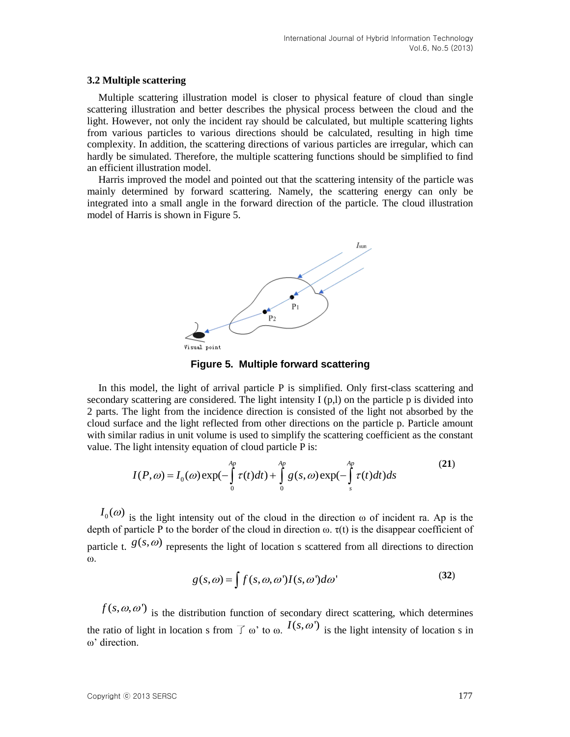### 3.2 Multiple scattering

Multiple scattering illustration model is closer to physical feature of cloud than single scattering illustration and better describes the physical process between the cloud and the light. However, not only the incident ray should be calculated, but multiple scattering lights from various particles to various directions should be calculated, resulting in high time complexity. In addition, the scattering directions of various particles are irregular, which can hardly be simulated. Therefore, the multiple scattering functions should be simplified to find an efficient illustration model.

Harris improved the model and pointed out that the scattering intensity of the particle was mainly determined by forward scattering. Namely, the scattering energy can only be integrated into a small angle in the forward direction of the particle. The cloud illustration model of Harris is shown in Figure 5.

**Figure 5. Multiple forward scattering**

In this model, the light of arrival particle P is simplified. Only first-class scattering and secondary scattering are considered. The light intensity I (p,l) on the particle p is divided into 2 parts. The light from the incidence direction is consisted of the light not absorbed by the cloud surface and the light reflected from other directions on the particle p. Particle amount with similar radius in unit volume is used to simplify the scattering coefficient as the constant value. The light intensity equation of cloud particle P is:

$$I(P,\omega) = I_0(\omega)\exp(-\int_0^{Ap} \tau(t)dt) + \int_0^{Ap} g(s,\omega)\exp(-\int_s^{Ap} \tau(t)dt)ds \tag{21}$$

$I_0(\omega)$ is the light intensity out of the cloud in the direction ω of incident ra. Ap is the depth of particle P to the border of the cloud in direction ω. τ(t) is the disappear coefficient of particle t. $g(s,\omega)$ represents the light of location s scattered from all directions to direction ω.

$$g(s,\omega) = \int f(s,\omega,\omega')I(s,\omega')d\omega' \tag{32}$$

$f(s,\omega,\omega')$ is the distribution function of secondary direct scattering, which determines the ratio of light in location s from 了 ω' to ω. $I(s,\omega')$ is the light intensity of location s in ω' direction.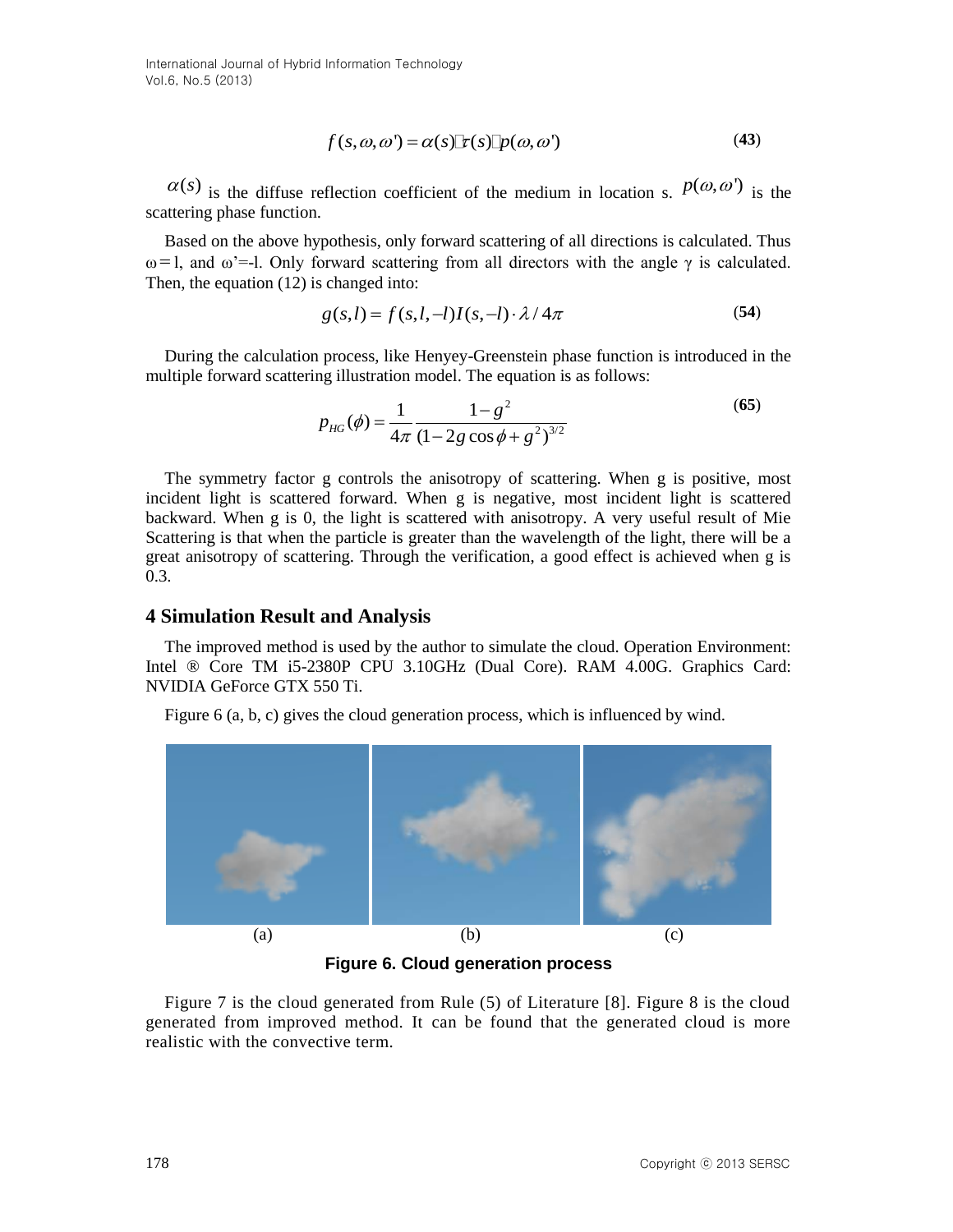$$f(s,\omega,\omega') = \alpha(s)\cdot\tau(s)\cdot p(\omega,\omega') \quad \textbf{(43)}$$

$\alpha(s)$ is the diffuse reflection coefficient of the medium in location s. $p(\omega,\omega')$ is the scattering phase function.

Based on the above hypothesis, only forward scattering of all directions is calculated. Thus ω=l, and ω'=-l. Only forward scattering from all directors with the angle γ is calculated. Then, the equation (12) is changed into:

$$g(s,l) = f(s,l,-l)I(s,-l)\cdot\lambda/4\pi \quad \textbf{(54)}$$

During the calculation process, like Henyey-Greenstein phase function is introduced in the multiple forward scattering illustration model. The equation is as follows:

$$p_{HG}(\phi) = \frac{1}{4\pi}\frac{1-g^2}{(1-2g\cos\phi+g^2)^{3/2}} \quad \textbf{(65)}$$

The symmetry factor g controls the anisotropy of scattering. When g is positive, most incident light is scattered forward. When g is negative, most incident light is scattered backward. When g is 0, the light is scattered with anisotropy. A very useful result of Mie Scattering is that when the particle is greater than the wavelength of the light, there will be a great anisotropy of scattering. Through the verification, a good effect is achieved when g is 0.3.

## 4 Simulation Result and Analysis

The improved method is used by the author to simulate the cloud. Operation Environment: Intel ® Core TM i5-2380P CPU 3.10GHz (Dual Core). RAM 4.00G. Graphics Card: NVIDIA GeForce GTX 550 Ti.

Figure 6 (a, b, c) gives the cloud generation process, which is influenced by wind.

(a) (b) (c)

**Figure 6. Cloud generation process**

Figure 7 is the cloud generated from Rule (5) of Literature [8]. Figure 8 is the cloud generated from improved method. It can be found that the generated cloud is more realistic with the convective term.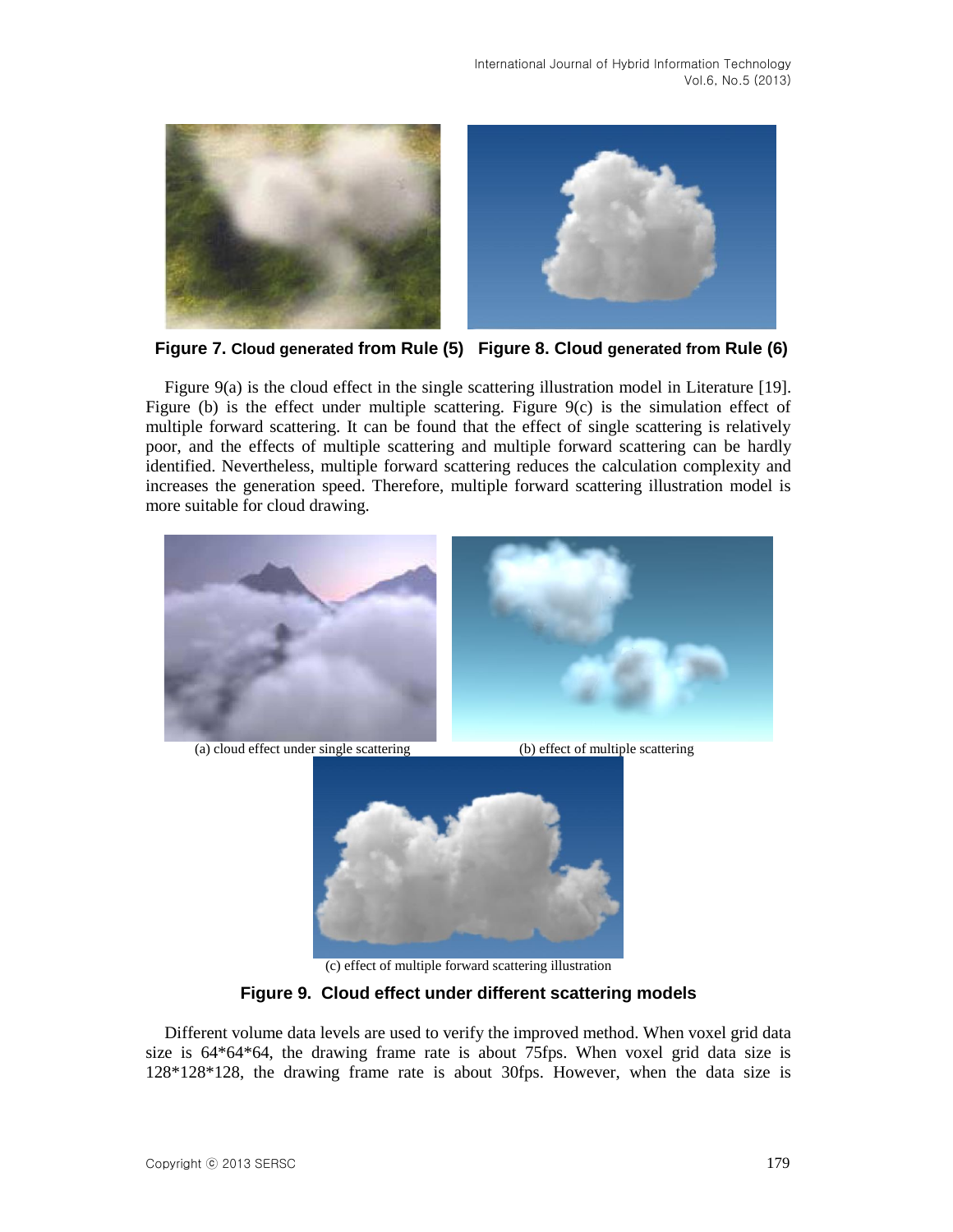Figure 7. Cloud generated from Rule (5)

Figure 8. Cloud generated from Rule (6)

Figure 9(a) is the cloud effect in the single scattering illustration model in Literature [19]. Figure (b) is the effect under multiple scattering. Figure 9(c) is the simulation effect of multiple forward scattering. It can be found that the effect of single scattering is relatively poor, and the effects of multiple scattering and multiple forward scattering can be hardly identified. Nevertheless, multiple forward scattering reduces the calculation complexity and increases the generation speed. Therefore, multiple forward scattering illustration model is more suitable for cloud drawing.

(a) cloud effect under single scattering

(b) effect of multiple scattering

(c) effect of multiple forward scattering illustration

**Figure 9. Cloud effect under different scattering models**

Different volume data levels are used to verify the improved method. When voxel grid data size is 64*64*64, the drawing frame rate is about 75fps. When voxel grid data size is 128*128*128, the drawing frame rate is about 30fps. However, when the data size is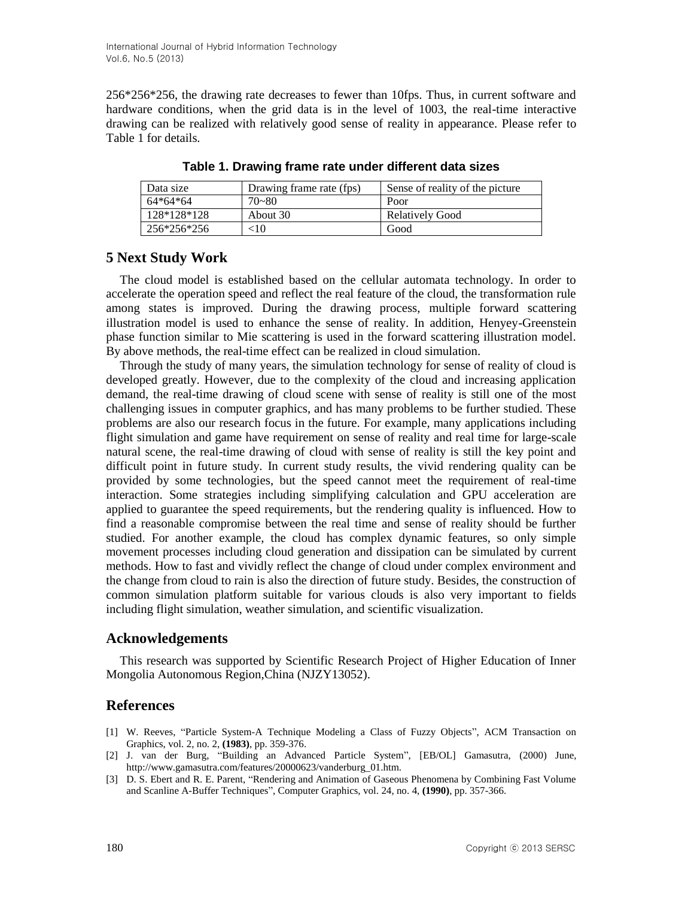256*256*256, the drawing rate decreases to fewer than 10fps. Thus, in current software and hardware conditions, when the grid data is in the level of 1003, the real-time interactive drawing can be realized with relatively good sense of reality in appearance. Please refer to Table 1 for details.

**Table 1. Drawing frame rate under different data sizes**

| Data size | Drawing frame rate (fps) | Sense of reality of the picture |
|---|---|---|
| 64*64*64 | 70~80 | Poor |
| 128*128*128 | About 30 | Relatively Good |
| 256*256*256 | <10 | Good |

## 5 Next Study Work

The cloud model is established based on the cellular automata technology. In order to accelerate the operation speed and reflect the real feature of the cloud, the transformation rule among states is improved. During the drawing process, multiple forward scattering illustration model is used to enhance the sense of reality. In addition, Henyey-Greenstein phase function similar to Mie scattering is used in the forward scattering illustration model. By above methods, the real-time effect can be realized in cloud simulation.

Through the study of many years, the simulation technology for sense of reality of cloud is developed greatly. However, due to the complexity of the cloud and increasing application demand, the real-time drawing of cloud scene with sense of reality is still one of the most challenging issues in computer graphics, and has many problems to be further studied. These problems are also our research focus in the future. For example, many applications including flight simulation and game have requirement on sense of reality and real time for large-scale natural scene, the real-time drawing of cloud with sense of reality is still the key point and difficult point in future study. In current study results, the vivid rendering quality can be provided by some technologies, but the speed cannot meet the requirement of real-time interaction. Some strategies including simplifying calculation and GPU acceleration are applied to guarantee the speed requirements, but the rendering quality is influenced. How to find a reasonable compromise between the real time and sense of reality should be further studied. For another example, the cloud has complex dynamic features, so only simple movement processes including cloud generation and dissipation can be simulated by current methods. How to fast and vividly reflect the change of cloud under complex environment and the change from cloud to rain is also the direction of future study. Besides, the construction of common simulation platform suitable for various clouds is also very important to fields including flight simulation, weather simulation, and scientific visualization.

## Acknowledgements

This research was supported by Scientific Research Project of Higher Education of Inner Mongolia Autonomous Region,China (NJZY13052).

## References

[1] W. Reeves, "Particle System-A Technique Modeling a Class of Fuzzy Objects", ACM Transaction on Graphics, vol. 2, no. 2, **(1983)**, pp. 359-376.

[2] J. van der Burg, "Building an Advanced Particle System", [EB/OL] Gamasutra, (2000) June, http://www.gamasutra.com/features/20000623/vanderburg_01.htm.

[3] D. S. Ebert and R. E. Parent, "Rendering and Animation of Gaseous Phenomena by Combining Fast Volume and Scanline A-Buffer Techniques", Computer Graphics, vol. 24, no. 4, **(1990)**, pp. 357-366.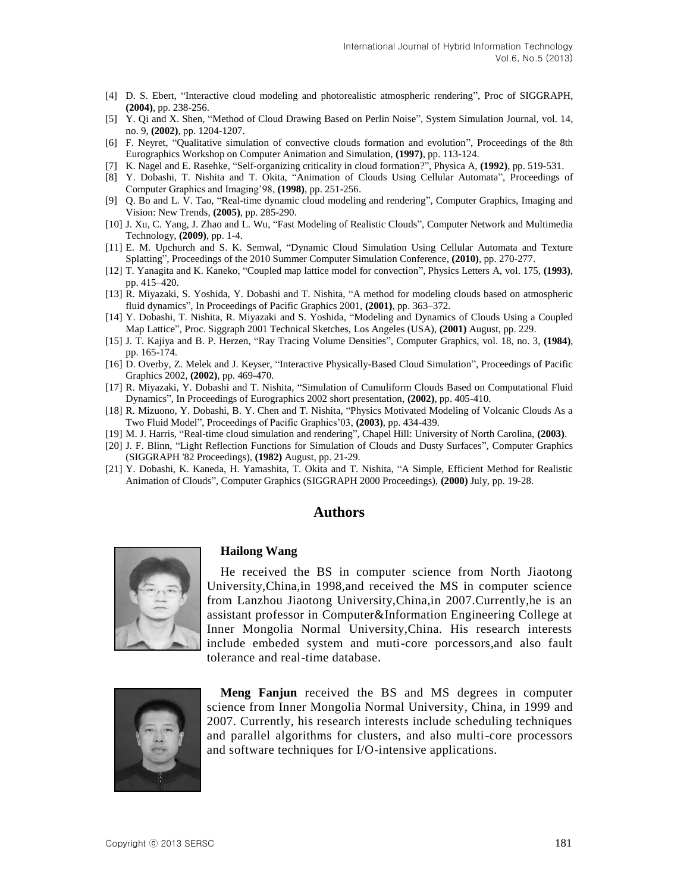[4] D. S. Ebert, “Interactive cloud modeling and photorealistic atmospheric rendering”, Proc of SIGGRAPH, **(2004)**, pp. 238-256.

[5] Y. Qi and X. Shen, “Method of Cloud Drawing Based on Perlin Noise”, System Simulation Journal, vol. 14, no. 9, **(2002)**, pp. 1204-1207.

[6] F. Neyret, “Qualitative simulation of convective clouds formation and evolution”, Proceedings of the 8th Eurographics Workshop on Computer Animation and Simulation, **(1997)**, pp. 113-124.

[7] K. Nagel and E. Rasehke, “Self-organizing criticality in cloud formation?”, Physica A, **(1992)**, pp. 519-531.

[8] Y. Dobashi, T. Nishita and T. Okita, “Animation of Clouds Using Cellular Automata”, Proceedings of Computer Graphics and Imaging’98, **(1998)**, pp. 251-256.

[9] Q. Bo and L. V. Tao, “Real-time dynamic cloud modeling and rendering”, Computer Graphics, Imaging and Vision: New Trends, **(2005)**, pp. 285-290.

[10] J. Xu, C. Yang, J. Zhao and L. Wu, “Fast Modeling of Realistic Clouds”, Computer Network and Multimedia Technology, **(2009)**, pp. 1-4.

[11] E. M. Upchurch and S. K. Semwal, “Dynamic Cloud Simulation Using Cellular Automata and Texture Splatting”, Proceedings of the 2010 Summer Computer Simulation Conference, **(2010)**, pp. 270-277.

[12] T. Yanagita and K. Kaneko, “Coupled map lattice model for convection”, Physics Letters A, vol. 175, **(1993)**, pp. 415–420.

[13] R. Miyazaki, S. Yoshida, Y. Dobashi and T. Nishita, “A method for modeling clouds based on atmospheric fluid dynamics”, In Proceedings of Pacific Graphics 2001, **(2001)**, pp. 363–372.

[14] Y. Dobashi, T. Nishita, R. Miyazaki and S. Yoshida, “Modeling and Dynamics of Clouds Using a Coupled Map Lattice”, Proc. Siggraph 2001 Technical Sketches, Los Angeles (USA), **(2001)** August, pp. 229.

[15] J. T. Kajiya and B. P. Herzen, “Ray Tracing Volume Densities”, Computer Graphics, vol. 18, no. 3, **(1984)**, pp. 165-174.

[16] D. Overby, Z. Melek and J. Keyser, “Interactive Physically-Based Cloud Simulation”, Proceedings of Pacific Graphics 2002, **(2002)**, pp. 469-470.

[17] R. Miyazaki, Y. Dobashi and T. Nishita, “Simulation of Cumuliform Clouds Based on Computational Fluid Dynamics”, In Proceedings of Eurographics 2002 short presentation, **(2002)**, pp. 405-410.

[18] R. Mizuono, Y. Dobashi, B. Y. Chen and T. Nishita, “Physics Motivated Modeling of Volcanic Clouds As a Two Fluid Model”, Proceedings of Pacific Graphics’03, **(2003)**, pp. 434-439.

[19] M. J. Harris, “Real-time cloud simulation and rendering”, Chapel Hill: University of North Carolina, **(2003)**.

[20] J. F. Blinn, “Light Reflection Functions for Simulation of Clouds and Dusty Surfaces”, Computer Graphics (SIGGRAPH '82 Proceedings), **(1982)** August, pp. 21-29.

[21] Y. Dobashi, K. Kaneda, H. Yamashita, T. Okita and T. Nishita, “A Simple, Efficient Method for Realistic Animation of Clouds”, Computer Graphics (SIGGRAPH 2000 Proceedings), **(2000)** July, pp. 19-28.

## Authors

**Hailong Wang**

He received the BS in computer science from North Jiaotong University,China,in 1998,and received the MS in computer science from Lanzhou Jiaotong University,China,in 2007.Currently,he is an assistant professor in Computer&Information Engineering College at Inner Mongolia Normal University,China. His research interests include embeded system and muti-core porcessors,and also fault tolerance and real-time database.

**Meng Fanjun** received the BS and MS degrees in computer science from Inner Mongolia Normal University, China, in 1999 and 2007. Currently, his research interests include scheduling techniques and parallel algorithms for clusters, and also multi-core processors and software techniques for I/O-intensive applications.